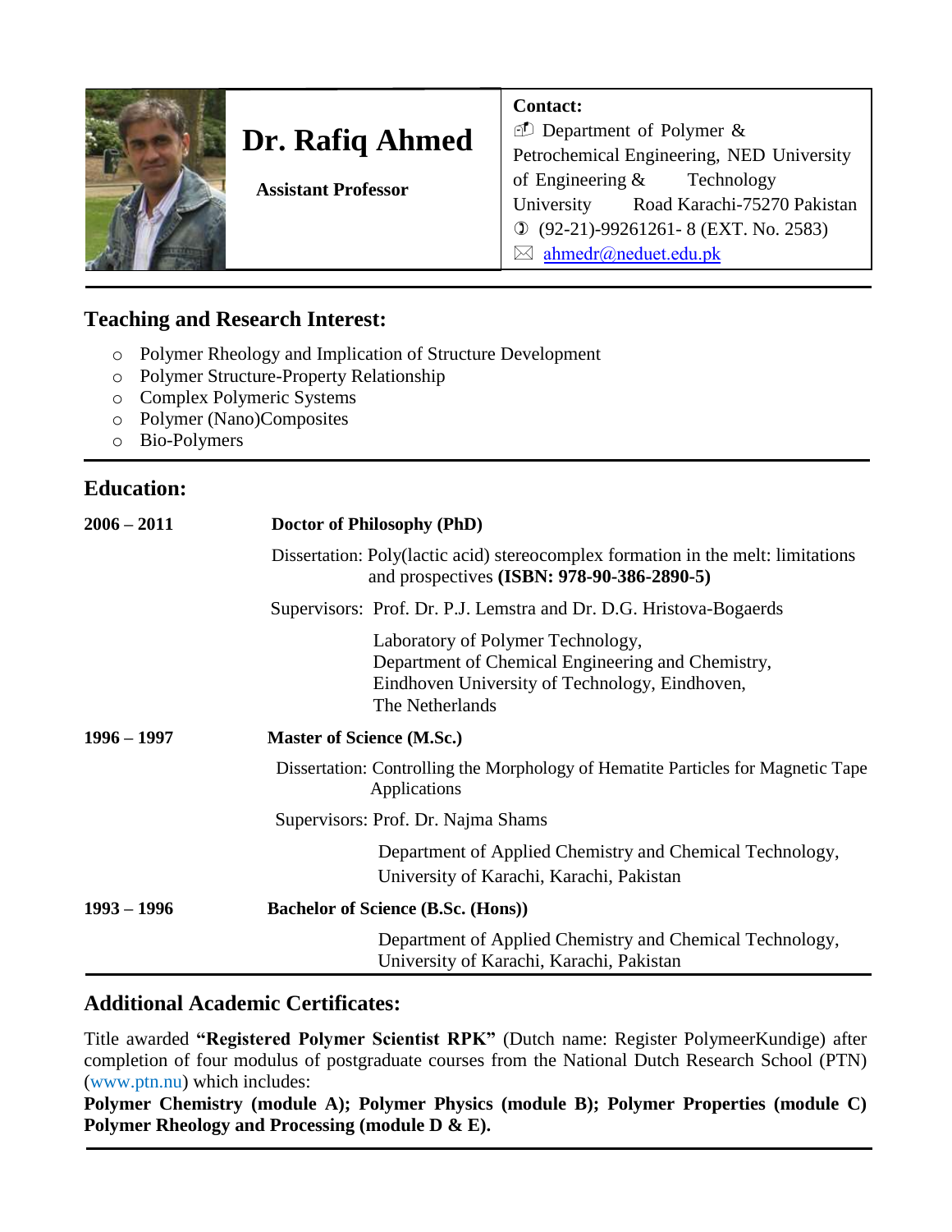# Dr. Rafiq Ahmed

**Assistant Professor**

**Contact:**

Department of Polymer & Petrochemical Engineering, NED University of Engineering & Technology University Road Karachi-75270 Pakistan

(92-21)-99261261- 8 (EXT. No. 2583)

ahmedr@neduet.edu.pk

## Teaching and Research Interest:

- Polymer Rheology and Implication of Structure Development
- Polymer Structure-Property Relationship
- Complex Polymeric Systems
- Polymer (Nano)Composites
- Bio-Polymers

## Education:

**2006 – 2011** **Doctor of Philosophy (PhD)**

Dissertation: Poly(lactic acid) stereocomplex formation in the melt: limitations and prospectives **(ISBN: 978-90-386-2890-5)**

Supervisors: Prof. Dr. P.J. Lemstra and Dr. D.G. Hristova-Bogaerds

Laboratory of Polymer Technology,
Department of Chemical Engineering and Chemistry,
Eindhoven University of Technology, Eindhoven,
The Netherlands

**1996 – 1997** **Master of Science (M.Sc.)**

Dissertation: Controlling the Morphology of Hematite Particles for Magnetic Tape Applications

Supervisors: Prof. Dr. Najma Shams

Department of Applied Chemistry and Chemical Technology,
University of Karachi, Karachi, Pakistan

**1993 – 1996** **Bachelor of Science (B.Sc. (Hons))**

Department of Applied Chemistry and Chemical Technology,
University of Karachi, Karachi, Pakistan

## Additional Academic Certificates:

Title awarded **"Registered Polymer Scientist RPK"** (Dutch name: Register PolymeerKundige) after completion of four modulus of postgraduate courses from the National Dutch Research School (PTN) (www.ptn.nu) which includes:

**Polymer Chemistry (module A); Polymer Physics (module B); Polymer Properties (module C) Polymer Rheology and Processing (module D & E).**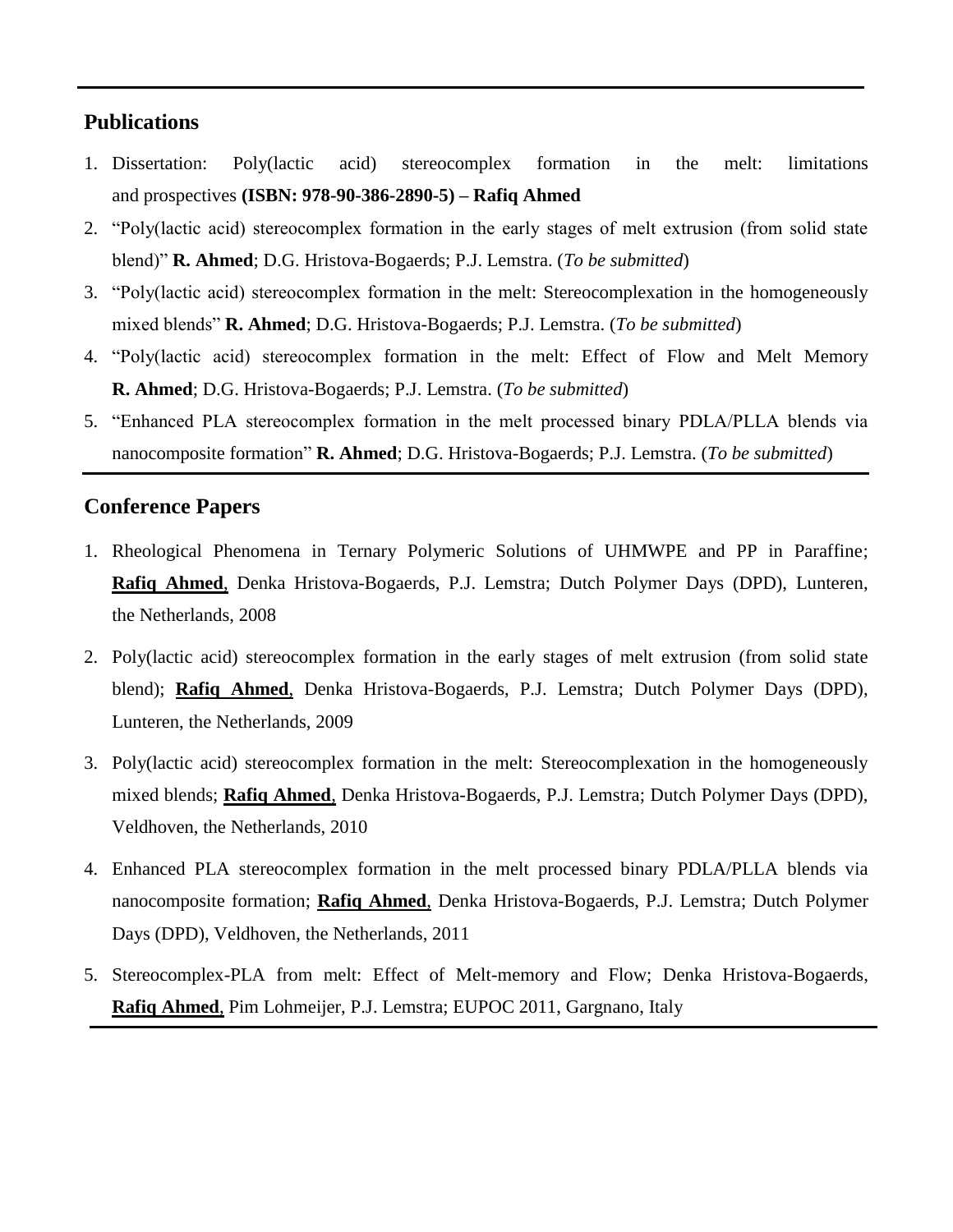## Publications

1. Dissertation: Poly(lactic acid) stereocomplex formation in the melt: limitations and prospectives **(ISBN: 978-90-386-2890-5) – Rafiq Ahmed**
2. "Poly(lactic acid) stereocomplex formation in the early stages of melt extrusion (from solid state blend)" **R. Ahmed**; D.G. Hristova-Bogaerds; P.J. Lemstra. (*To be submitted*)
3. "Poly(lactic acid) stereocomplex formation in the melt: Stereocomplexation in the homogeneously mixed blends" **R. Ahmed**; D.G. Hristova-Bogaerds; P.J. Lemstra. (*To be submitted*)
4. "Poly(lactic acid) stereocomplex formation in the melt: Effect of Flow and Melt Memory **R. Ahmed**; D.G. Hristova-Bogaerds; P.J. Lemstra. (*To be submitted*)
5. "Enhanced PLA stereocomplex formation in the melt processed binary PDLA/PLLA blends via nanocomposite formation" **R. Ahmed**; D.G. Hristova-Bogaerds; P.J. Lemstra. (*To be submitted*)

## Conference Papers

1. Rheological Phenomena in Ternary Polymeric Solutions of UHMWPE and PP in Paraffine; **Rafiq Ahmed**, Denka Hristova-Bogaerds, P.J. Lemstra; Dutch Polymer Days (DPD), Lunteren, the Netherlands, 2008
2. Poly(lactic acid) stereocomplex formation in the early stages of melt extrusion (from solid state blend); **Rafiq Ahmed**, Denka Hristova-Bogaerds, P.J. Lemstra; Dutch Polymer Days (DPD), Lunteren, the Netherlands, 2009
3. Poly(lactic acid) stereocomplex formation in the melt: Stereocomplexation in the homogeneously mixed blends; **Rafiq Ahmed**, Denka Hristova-Bogaerds, P.J. Lemstra; Dutch Polymer Days (DPD), Veldhoven, the Netherlands, 2010
4. Enhanced PLA stereocomplex formation in the melt processed binary PDLA/PLLA blends via nanocomposite formation; **Rafiq Ahmed**, Denka Hristova-Bogaerds, P.J. Lemstra; Dutch Polymer Days (DPD), Veldhoven, the Netherlands, 2011
5. Stereocomplex-PLA from melt: Effect of Melt-memory and Flow; Denka Hristova-Bogaerds, **Rafiq Ahmed**, Pim Lohmeijer, P.J. Lemstra; EUPOC 2011, Gargnano, Italy